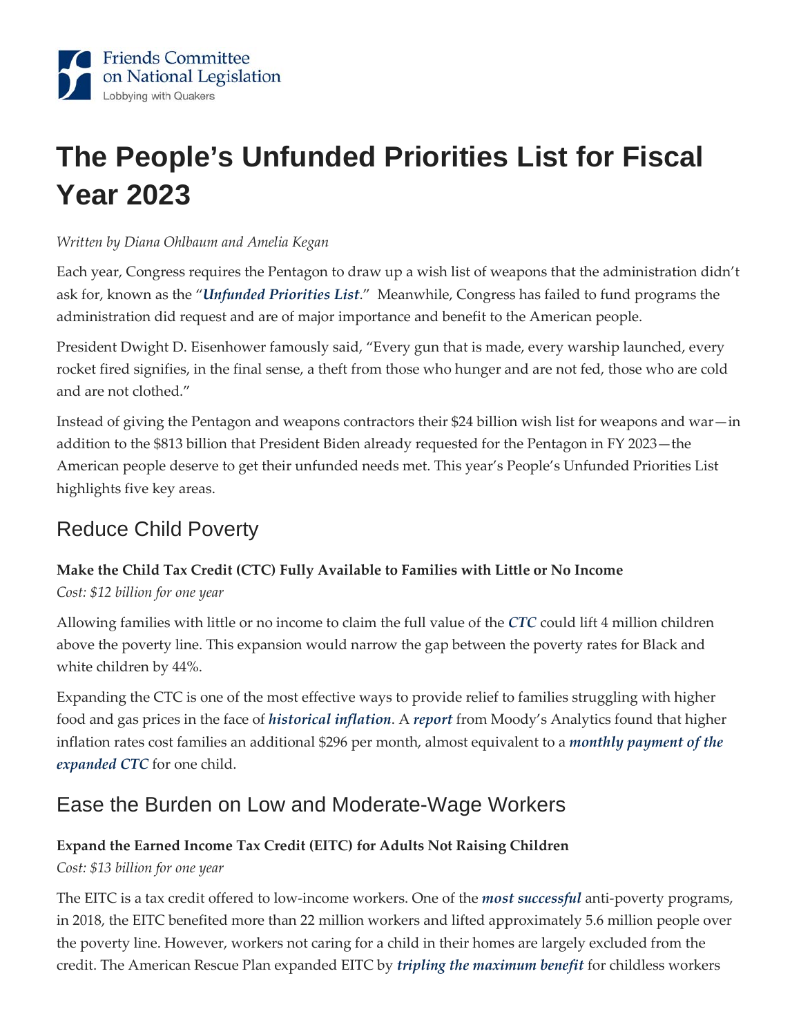Friends Committee on National Legislation
Lobbying with Quakers

# The People's Unfunded Priorities List for Fiscal Year 2023

*Written by Diana Ohlbaum and Amelia Kegan*

Each year, Congress requires the Pentagon to draw up a wish list of weapons that the administration didn't ask for, known as the "***Unfunded Priorities List***." Meanwhile, Congress has failed to fund programs the administration did request and are of major importance and benefit to the American people.

President Dwight D. Eisenhower famously said, "Every gun that is made, every warship launched, every rocket fired signifies, in the final sense, a theft from those who hunger and are not fed, those who are cold and are not clothed."

Instead of giving the Pentagon and weapons contractors their $24 billion wish list for weapons and war—in addition to the $813 billion that President Biden already requested for the Pentagon in FY 2023—the American people deserve to get their unfunded needs met. This year's People's Unfunded Priorities List highlights five key areas.

## Reduce Child Poverty

**Make the Child Tax Credit (CTC) Fully Available to Families with Little or No Income**

*Cost: $12 billion for one year*

Allowing families with little or no income to claim the full value of the ***CTC*** could lift 4 million children above the poverty line. This expansion would narrow the gap between the poverty rates for Black and white children by 44%.

Expanding the CTC is one of the most effective ways to provide relief to families struggling with higher food and gas prices in the face of ***historical inflation***. A ***report*** from Moody's Analytics found that higher inflation rates cost families an additional $296 per month, almost equivalent to a ***monthly payment of the expanded CTC*** for one child.

## Ease the Burden on Low and Moderate-Wage Workers

**Expand the Earned Income Tax Credit (EITC) for Adults Not Raising Children**

*Cost: $13 billion for one year*

The EITC is a tax credit offered to low-income workers. One of the ***most successful*** anti-poverty programs, in 2018, the EITC benefited more than 22 million workers and lifted approximately 5.6 million people over the poverty line. However, workers not caring for a child in their homes are largely excluded from the credit. The American Rescue Plan expanded EITC by ***tripling the maximum benefit*** for childless workers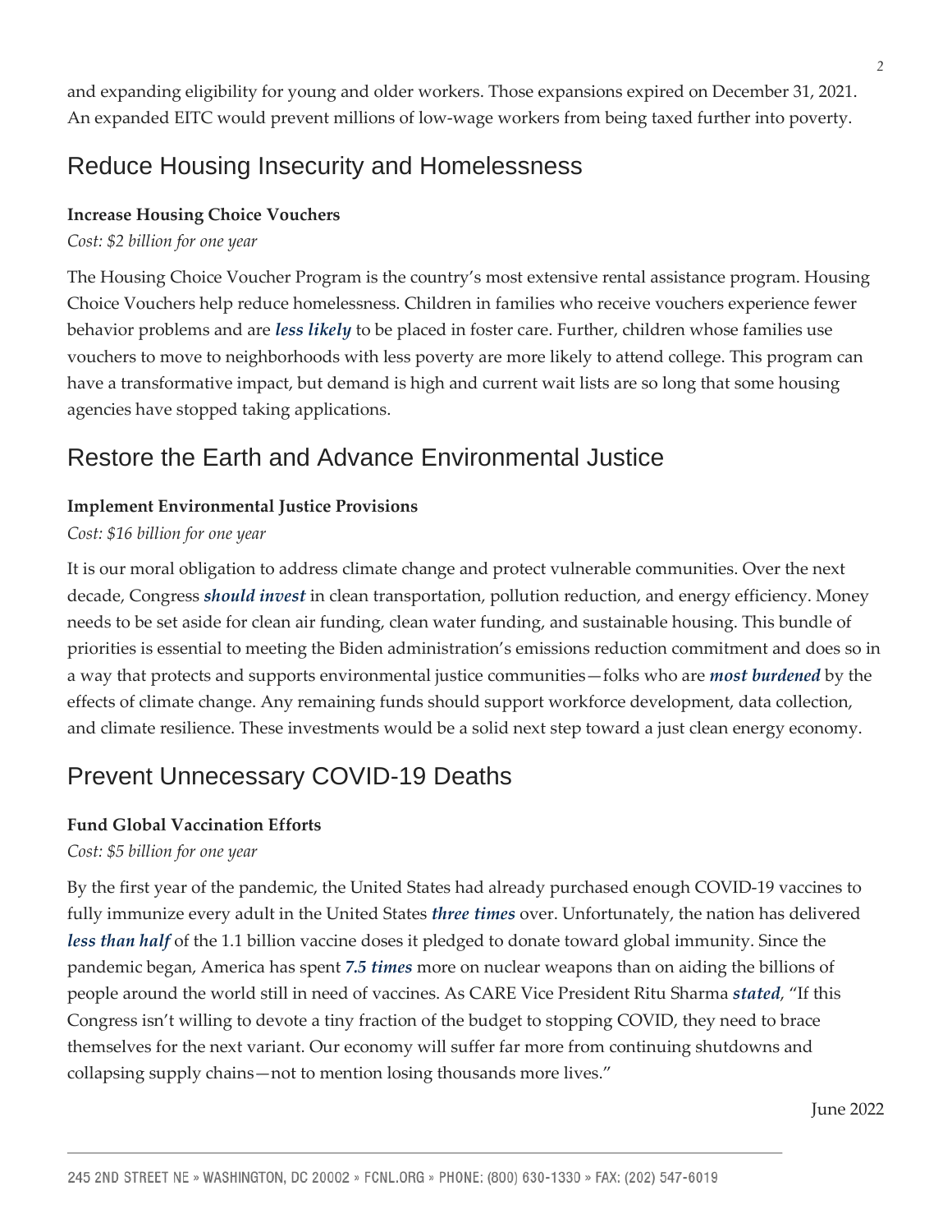and expanding eligibility for young and older workers. Those expansions expired on December 31, 2021. An expanded EITC would prevent millions of low-wage workers from being taxed further into poverty.

## Reduce Housing Insecurity and Homelessness

**Increase Housing Choice Vouchers**

*Cost: $2 billion for one year*

The Housing Choice Voucher Program is the country's most extensive rental assistance program. Housing Choice Vouchers help reduce homelessness. Children in families who receive vouchers experience fewer behavior problems and are ***less likely*** to be placed in foster care. Further, children whose families use vouchers to move to neighborhoods with less poverty are more likely to attend college. This program can have a transformative impact, but demand is high and current wait lists are so long that some housing agencies have stopped taking applications.

## Restore the Earth and Advance Environmental Justice

**Implement Environmental Justice Provisions**

*Cost: $16 billion for one year*

It is our moral obligation to address climate change and protect vulnerable communities. Over the next decade, Congress ***should invest*** in clean transportation, pollution reduction, and energy efficiency. Money needs to be set aside for clean air funding, clean water funding, and sustainable housing. This bundle of priorities is essential to meeting the Biden administration's emissions reduction commitment and does so in a way that protects and supports environmental justice communities—folks who are ***most burdened*** by the effects of climate change. Any remaining funds should support workforce development, data collection, and climate resilience. These investments would be a solid next step toward a just clean energy economy.

## Prevent Unnecessary COVID-19 Deaths

**Fund Global Vaccination Efforts**

*Cost: $5 billion for one year*

By the first year of the pandemic, the United States had already purchased enough COVID-19 vaccines to fully immunize every adult in the United States ***three times*** over. Unfortunately, the nation has delivered ***less than half*** of the 1.1 billion vaccine doses it pledged to donate toward global immunity. Since the pandemic began, America has spent ***7.5 times*** more on nuclear weapons than on aiding the billions of people around the world still in need of vaccines. As CARE Vice President Ritu Sharma ***stated***, "If this Congress isn't willing to devote a tiny fraction of the budget to stopping COVID, they need to brace themselves for the next variant. Our economy will suffer far more from continuing shutdowns and collapsing supply chains—not to mention losing thousands more lives."

June 2022